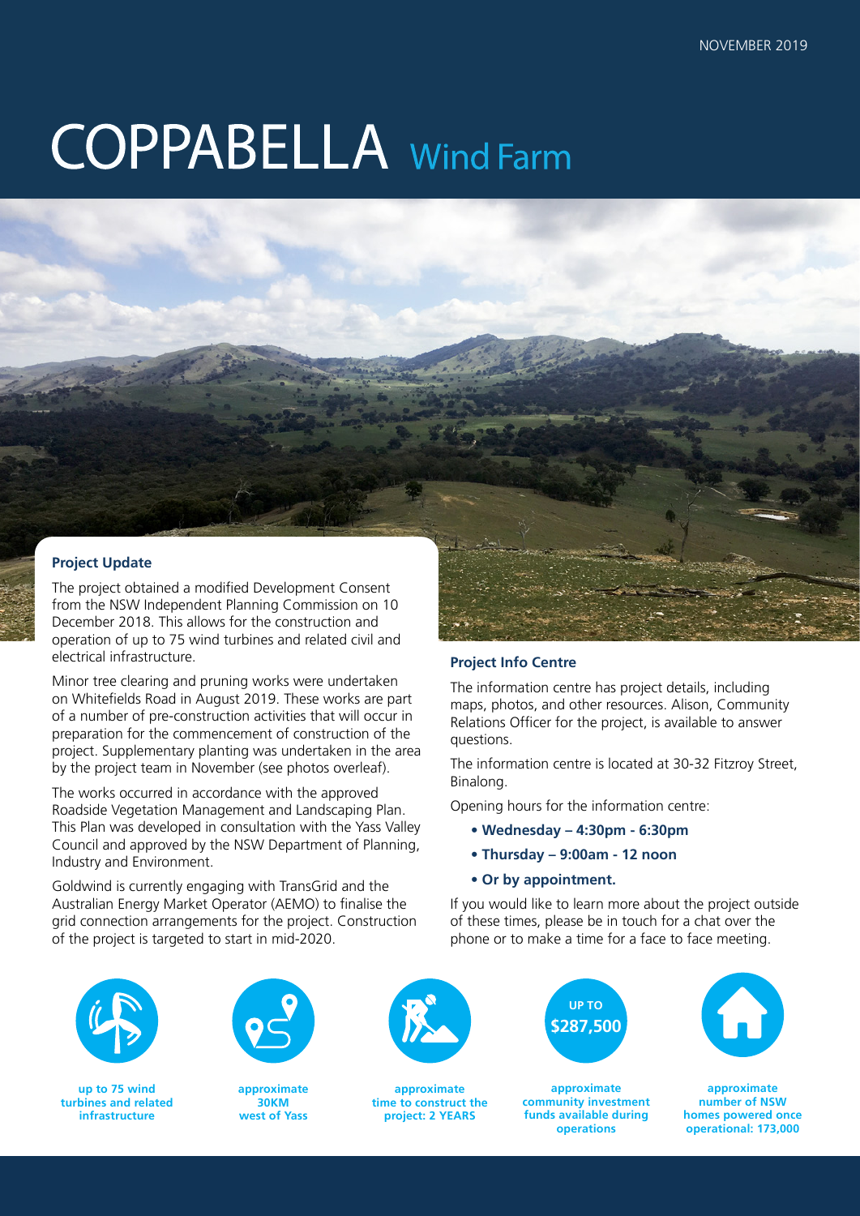NOVEMBER 2019

# COPPABELLA Wind Farm

## Project Update

The project obtained a modified Development Consent from the NSW Independent Planning Commission on 10 December 2018. This allows for the construction and operation of up to 75 wind turbines and related civil and electrical infrastructure.

Minor tree clearing and pruning works were undertaken on Whitefields Road in August 2019. These works are part of a number of pre-construction activities that will occur in preparation for the commencement of construction of the project. Supplementary planting was undertaken in the area by the project team in November (see photos overleaf).

The works occurred in accordance with the approved Roadside Vegetation Management and Landscaping Plan. This Plan was developed in consultation with the Yass Valley Council and approved by the NSW Department of Planning, Industry and Environment.

Goldwind is currently engaging with TransGrid and the Australian Energy Market Operator (AEMO) to finalise the grid connection arrangements for the project. Construction of the project is targeted to start in mid-2020.

## Project Info Centre

The information centre has project details, including maps, photos, and other resources. Alison, Community Relations Officer for the project, is available to answer questions.

The information centre is located at 30-32 Fitzroy Street, Binalong.

Opening hours for the information centre:

- **Wednesday – 4:30pm - 6:30pm**
- **Thursday – 9:00am - 12 noon**
- **Or by appointment.**

If you would like to learn more about the project outside of these times, please be in touch for a chat over the phone or to make a time for a face to face meeting.

**up to 75 wind turbines and related infrastructure**

**approximate 30KM west of Yass**

**approximate time to construct the project: 2 YEARS**

**UP TO $287,500**
**approximate community investment funds available during operations**

**approximate number of NSW homes powered once operational: 173,000**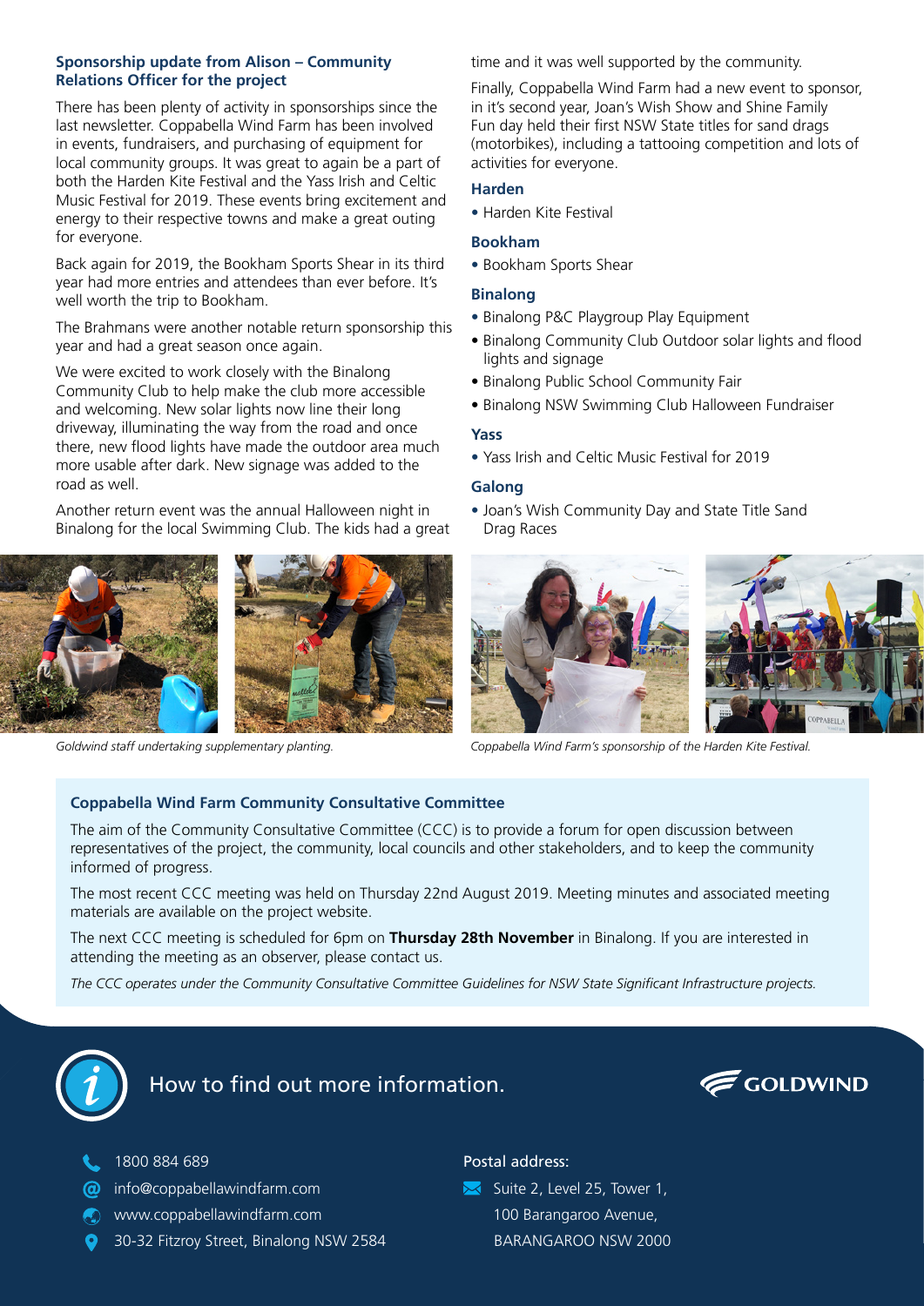### Sponsorship update from Alison – Community Relations Officer for the project

There has been plenty of activity in sponsorships since the last newsletter. Coppabella Wind Farm has been involved in events, fundraisers, and purchasing of equipment for local community groups. It was great to again be a part of both the Harden Kite Festival and the Yass Irish and Celtic Music Festival for 2019. These events bring excitement and energy to their respective towns and make a great outing for everyone.

Back again for 2019, the Bookham Sports Shear in its third year had more entries and attendees than ever before. It's well worth the trip to Bookham.

The Brahmans were another notable return sponsorship this year and had a great season once again.

We were excited to work closely with the Binalong Community Club to help make the club more accessible and welcoming. New solar lights now line their long driveway, illuminating the way from the road and once there, new flood lights have made the outdoor area much more usable after dark. New signage was added to the road as well.

Another return event was the annual Halloween night in Binalong for the local Swimming Club. The kids had a great time and it was well supported by the community.

Finally, Coppabella Wind Farm had a new event to sponsor, in it's second year, Joan's Wish Show and Shine Family Fun day held their first NSW State titles for sand drags (motorbikes), including a tattooing competition and lots of activities for everyone.

**Harden**

- Harden Kite Festival

**Bookham**

- Bookham Sports Shear

**Binalong**

- Binalong P&C Playgroup Play Equipment
- Binalong Community Club Outdoor solar lights and flood lights and signage
- Binalong Public School Community Fair
- Binalong NSW Swimming Club Halloween Fundraiser

**Yass**

- Yass Irish and Celtic Music Festival for 2019

**Galong**

- Joan's Wish Community Day and State Title Sand Drag Races

*Goldwind staff undertaking supplementary planting.*

*Coppabella Wind Farm's sponsorship of the Harden Kite Festival.*

### Coppabella Wind Farm Community Consultative Committee

The aim of the Community Consultative Committee (CCC) is to provide a forum for open discussion between representatives of the project, the community, local councils and other stakeholders, and to keep the community informed of progress.

The most recent CCC meeting was held on Thursday 22nd August 2019. Meeting minutes and associated meeting materials are available on the project website.

The next CCC meeting is scheduled for 6pm on **Thursday 28th November** in Binalong. If you are interested in attending the meeting as an observer, please contact us.

*The CCC operates under the Community Consultative Committee Guidelines for NSW State Significant Infrastructure projects.*

## How to find out more information.

GOLDWIND

- 1800 884 689
- info@coppabellawindfarm.com
- www.coppabellawindfarm.com
- 30-32 Fitzroy Street, Binalong NSW 2584

Postal address:

Suite 2, Level 25, Tower 1,
100 Barangaroo Avenue,
BARANGAROO NSW 2000